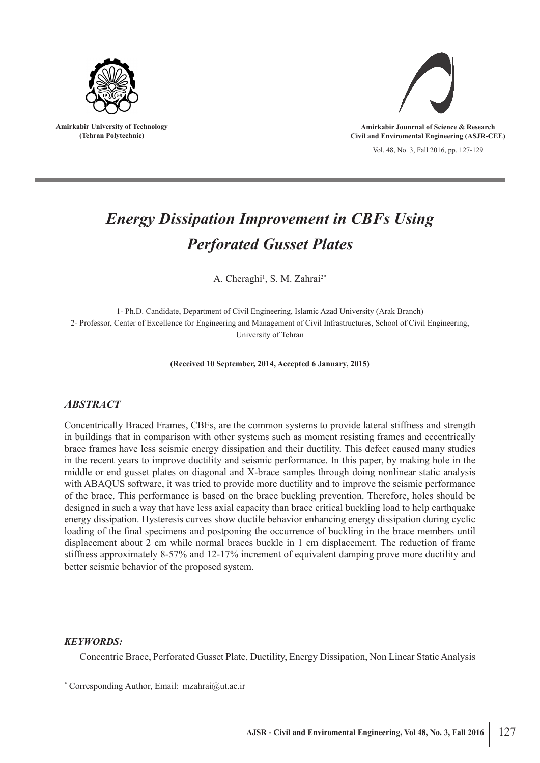Amirkabir University of Technology
(Tehran Polytechnic)

Amirkabir Jounrnal of Science & Research
Civil and Enviromental Engineering (ASJR-CEE)

Vol. 48, No. 3, Fall 2016, pp. 127-129

# *Energy Dissipation Improvement in CBFs Using Perforated Gusset Plates*

A. Cheraghi[1], S. M. Zahrai[2*]

1- Ph.D. Candidate, Department of Civil Engineering, Islamic Azad University (Arak Branch)
2- Professor, Center of Excellence for Engineering and Management of Civil Infrastructures, School of Civil Engineering, University of Tehran

**(Received 10 September, 2014, Accepted 6 January, 2015)**

## *ABSTRACT*

Concentrically Braced Frames, CBFs, are the common systems to provide lateral stiffness and strength in buildings that in comparison with other systems such as moment resisting frames and eccentrically brace frames have less seismic energy dissipation and their ductility. This defect caused many studies in the recent years to improve ductility and seismic performance. In this paper, by making hole in the middle or end gusset plates on diagonal and X-brace samples through doing nonlinear static analysis with ABAQUS software, it was tried to provide more ductility and to improve the seismic performance of the brace. This performance is based on the brace buckling prevention. Therefore, holes should be designed in such a way that have less axial capacity than brace critical buckling load to help earthquake energy dissipation. Hysteresis curves show ductile behavior enhancing energy dissipation during cyclic loading of the final specimens and postponing the occurrence of buckling in the brace members until displacement about 2 cm while normal braces buckle in 1 cm displacement. The reduction of frame stiffness approximately 8-57% and 12-17% increment of equivalent damping prove more ductility and better seismic behavior of the proposed system.

## *KEYWORDS:*

Concentric Brace, Perforated Gusset Plate, Ductility, Energy Dissipation, Non Linear Static Analysis

---

[*] Corresponding Author, Email: mzahrai@ut.ac.ir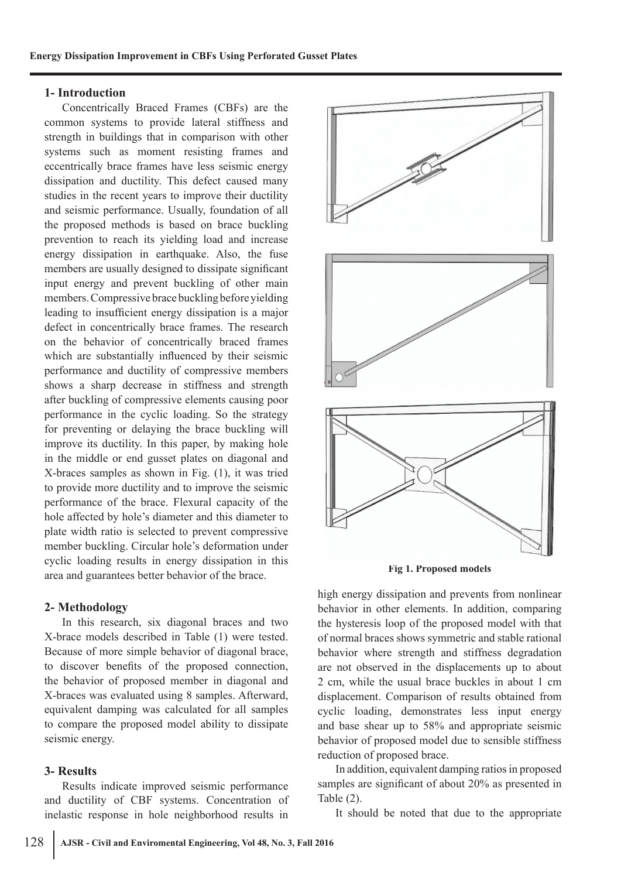## 1- Introduction

Concentrically Braced Frames (CBFs) are the common systems to provide lateral stiffness and strength in buildings that in comparison with other systems such as moment resisting frames and eccentrically brace frames have less seismic energy dissipation and ductility. This defect caused many studies in the recent years to improve their ductility and seismic performance. Usually, foundation of all the proposed methods is based on brace buckling prevention to reach its yielding load and increase energy dissipation in earthquake. Also, the fuse members are usually designed to dissipate significant input energy and prevent buckling of other main members. Compressive brace buckling before yielding leading to insufficient energy dissipation is a major defect in concentrically brace frames. The research on the behavior of concentrically braced frames which are substantially influenced by their seismic performance and ductility of compressive members shows a sharp decrease in stiffness and strength after buckling of compressive elements causing poor performance in the cyclic loading. So the strategy for preventing or delaying the brace buckling will improve its ductility. In this paper, by making hole in the middle or end gusset plates on diagonal and X-braces samples as shown in Fig. (1), it was tried to provide more ductility and to improve the seismic performance of the brace. Flexural capacity of the hole affected by hole's diameter and this diameter to plate width ratio is selected to prevent compressive member buckling. Circular hole's deformation under cyclic loading results in energy dissipation in this area and guarantees better behavior of the brace.

Fig 1. Proposed models

## 2- Methodology

In this research, six diagonal braces and two X-brace models described in Table (1) were tested. Because of more simple behavior of diagonal brace, to discover benefits of the proposed connection, the behavior of proposed member in diagonal and X-braces was evaluated using 8 samples. Afterward, equivalent damping was calculated for all samples to compare the proposed model ability to dissipate seismic energy.

## 3- Results

Results indicate improved seismic performance and ductility of CBF systems. Concentration of inelastic response in hole neighborhood results in high energy dissipation and prevents from nonlinear behavior in other elements. In addition, comparing the hysteresis loop of the proposed model with that of normal braces shows symmetric and stable rational behavior where strength and stiffness degradation are not observed in the displacements up to about 2 cm, while the usual brace buckles in about 1 cm displacement. Comparison of results obtained from cyclic loading, demonstrates less input energy and base shear up to 58% and appropriate seismic behavior of proposed model due to sensible stiffness reduction of proposed brace.

In addition, equivalent damping ratios in proposed samples are significant of about 20% as presented in Table (2).

It should be noted that due to the appropriate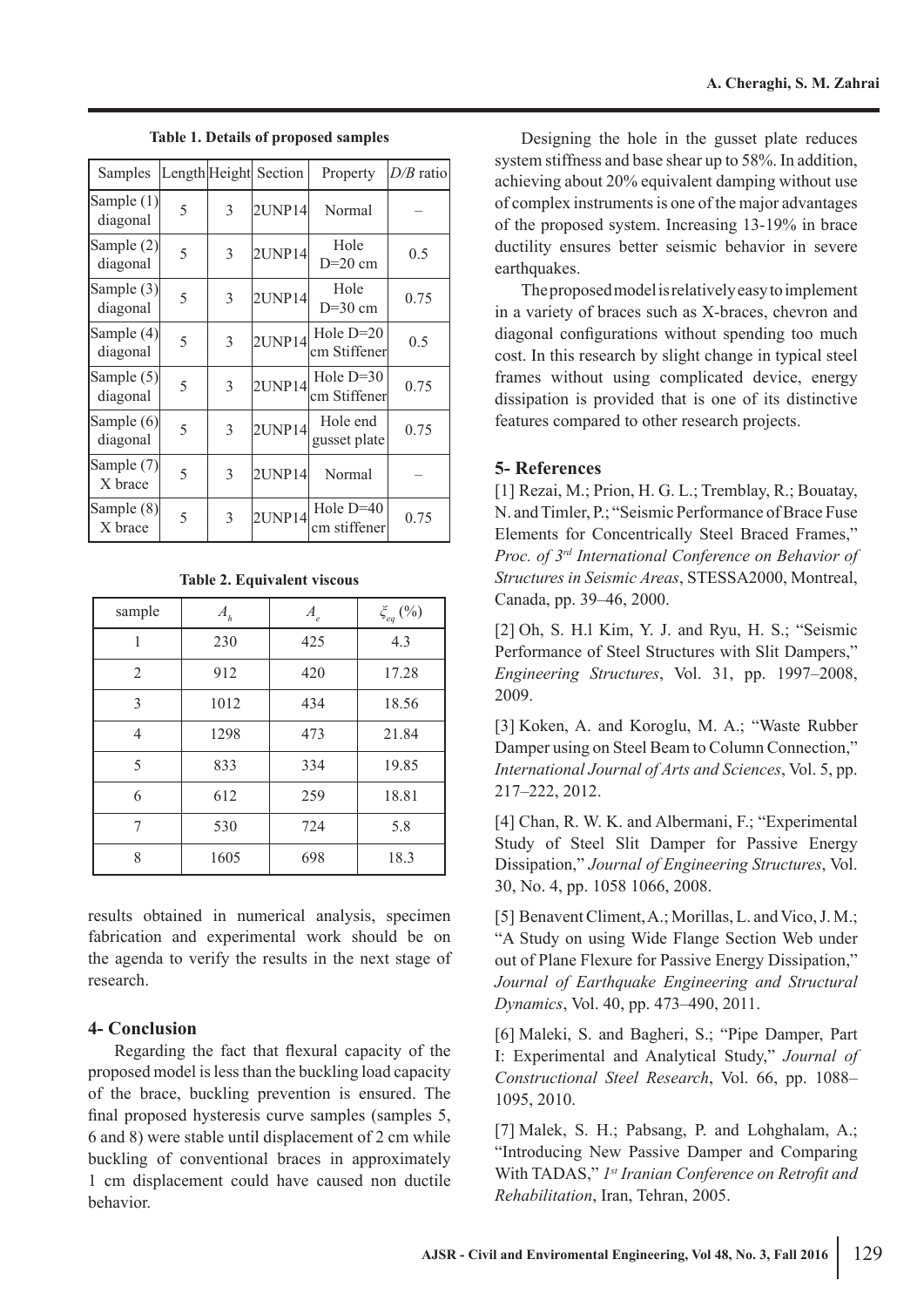**Table 1. Details of proposed samples**

| Samples | Length | Height | Section | Property | *D/B* ratio |
|---|---|---|---|---|---|
| Sample (1) diagonal | 5 | 3 | 2UNP14 | Normal | – |
| Sample (2) diagonal | 5 | 3 | 2UNP14 | Hole D=20 cm | 0.5 |
| Sample (3) diagonal | 5 | 3 | 2UNP14 | Hole D=30 cm | 0.75 |
| Sample (4) diagonal | 5 | 3 | 2UNP14 | Hole D=20 cm Stiffener | 0.5 |
| Sample (5) diagonal | 5 | 3 | 2UNP14 | Hole D=30 cm Stiffener | 0.75 |
| Sample (6) diagonal | 5 | 3 | 2UNP14 | Hole end gusset plate | 0.75 |
| Sample (7) X brace | 5 | 3 | 2UNP14 | Normal | – |
| Sample (8) X brace | 5 | 3 | 2UNP14 | Hole D=40 cm stiffener | 0.75 |

**Table 2. Equivalent viscous**

| sample | $A_h$ | $A_e$ | $\xi_{eq}$ (%) |
|---|---|---|---|
| 1 | 230 | 425 | 4.3 |
| 2 | 912 | 420 | 17.28 |
| 3 | 1012 | 434 | 18.56 |
| 4 | 1298 | 473 | 21.84 |
| 5 | 833 | 334 | 19.85 |
| 6 | 612 | 259 | 18.81 |
| 7 | 530 | 724 | 5.8 |
| 8 | 1605 | 698 | 18.3 |

results obtained in numerical analysis, specimen fabrication and experimental work should be on the agenda to verify the results in the next stage of research.

## 4- Conclusion

Regarding the fact that flexural capacity of the proposed model is less than the buckling load capacity of the brace, buckling prevention is ensured. The final proposed hysteresis curve samples (samples 5, 6 and 8) were stable until displacement of 2 cm while buckling of conventional braces in approximately 1 cm displacement could have caused non ductile behavior.

Designing the hole in the gusset plate reduces system stiffness and base shear up to 58%. In addition, achieving about 20% equivalent damping without use of complex instruments is one of the major advantages of the proposed system. Increasing 13-19% in brace ductility ensures better seismic behavior in severe earthquakes.

The proposed model is relatively easy to implement in a variety of braces such as X-braces, chevron and diagonal configurations without spending too much cost. In this research by slight change in typical steel frames without using complicated device, energy dissipation is provided that is one of its distinctive features compared to other research projects.

## 5- References

[1] Rezai, M.; Prion, H. G. L.; Tremblay, R.; Bouatay, N. and Timler, P.; "Seismic Performance of Brace Fuse Elements for Concentrically Steel Braced Frames," *Proc. of 3rd International Conference on Behavior of Structures in Seismic Areas*, STESSA2000, Montreal, Canada, pp. 39–46, 2000.

[2] Oh, S. H.l Kim, Y. J. and Ryu, H. S.; "Seismic Performance of Steel Structures with Slit Dampers," *Engineering Structures*, Vol. 31, pp. 1997–2008, 2009.

[3] Koken, A. and Koroglu, M. A.; "Waste Rubber Damper using on Steel Beam to Column Connection," *International Journal of Arts and Sciences*, Vol. 5, pp. 217–222, 2012.

[4] Chan, R. W. K. and Albermani, F.; "Experimental Study of Steel Slit Damper for Passive Energy Dissipation," *Journal of Engineering Structures*, Vol. 30, No. 4, pp. 1058 1066, 2008.

[5] Benavent Climent, A.; Morillas, L. and Vico, J. M.; "A Study on using Wide Flange Section Web under out of Plane Flexure for Passive Energy Dissipation," *Journal of Earthquake Engineering and Structural Dynamics*, Vol. 40, pp. 473–490, 2011.

[6] Maleki, S. and Bagheri, S.; "Pipe Damper, Part I: Experimental and Analytical Study," *Journal of Constructional Steel Research*, Vol. 66, pp. 1088–1095, 2010.

[7] Malek, S. H.; Pabsang, P. and Lohghalam, A.; "Introducing New Passive Damper and Comparing With TADAS," *1st Iranian Conference on Retrofit and Rehabilitation*, Iran, Tehran, 2005.